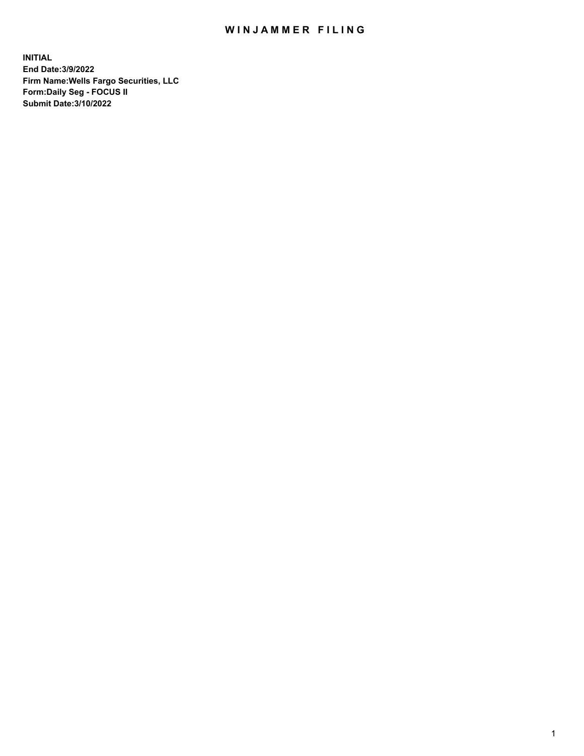# WINJAMMER FILING

**INITIAL**
**End Date:3/9/2022**
**Firm Name:Wells Fargo Securities, LLC**
**Form:Daily Seg - FOCUS II**
**Submit Date:3/10/2022**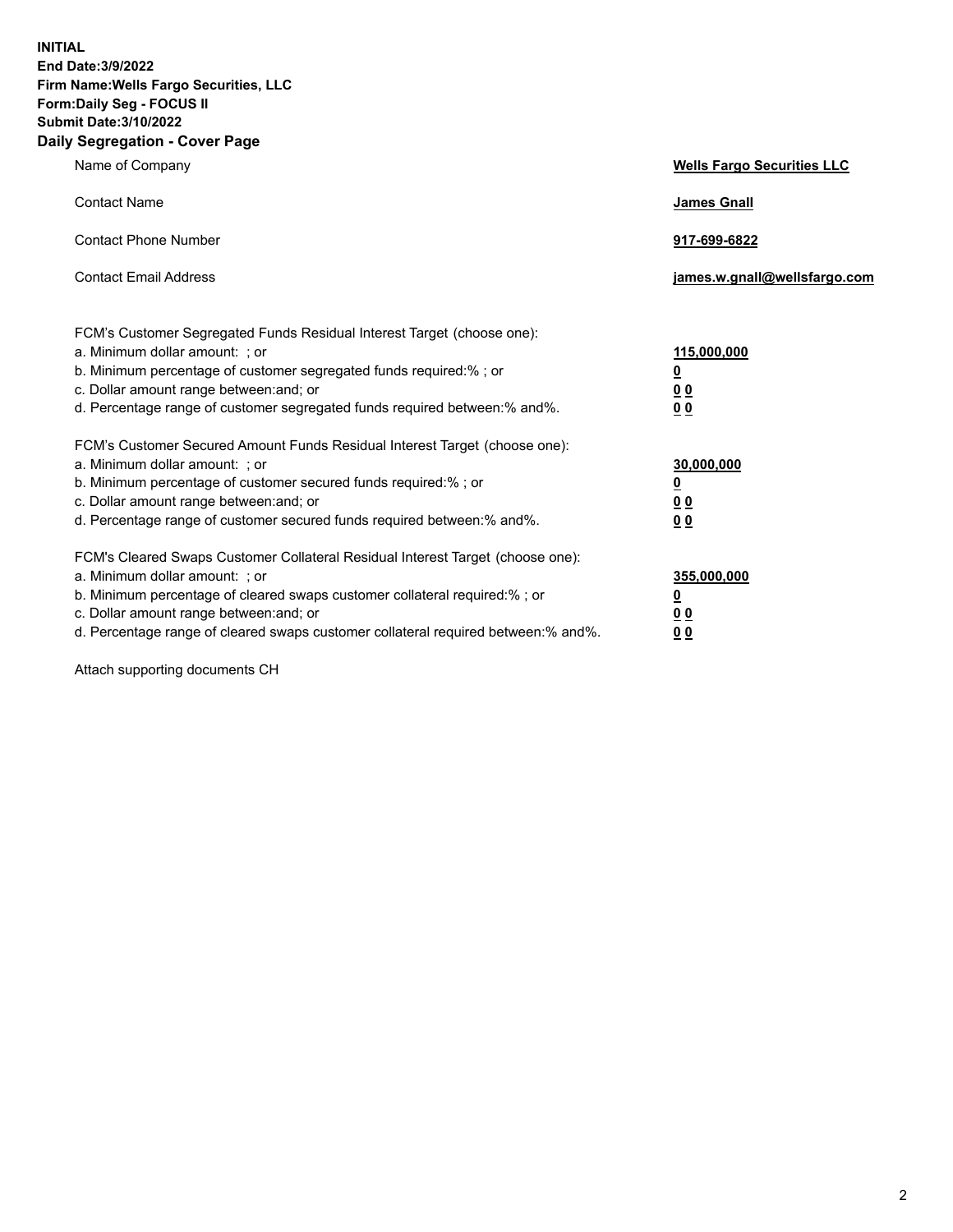**INITIAL**
**End Date:3/9/2022**
**Firm Name:Wells Fargo Securities, LLC**
**Form:Daily Seg - FOCUS II**
**Submit Date:3/10/2022**

## Daily Segregation - Cover Page

| | |
|---|---|
| Name of Company | **Wells Fargo Securities LLC** |
| Contact Name | **James Gnall** |
| Contact Phone Number | **917-699-6822** |
| Contact Email Address | **james.w.gnall@wellsfargo.com** |

| | |
|---|---|
| FCM's Customer Segregated Funds Residual Interest Target (choose one): | |
| a. Minimum dollar amount: ; or | **115,000,000** |
| b. Minimum percentage of customer segregated funds required:% ; or | **0** |
| c. Dollar amount range between:and; or | **0 0** |
| d. Percentage range of customer segregated funds required between:% and%. | **0 0** |
| FCM's Customer Secured Amount Funds Residual Interest Target (choose one): | |
| a. Minimum dollar amount: ; or | **30,000,000** |
| b. Minimum percentage of customer secured funds required:% ; or | **0** |
| c. Dollar amount range between:and; or | **0 0** |
| d. Percentage range of customer secured funds required between:% and%. | **0 0** |
| FCM's Cleared Swaps Customer Collateral Residual Interest Target (choose one): | |
| a. Minimum dollar amount: ; or | **355,000,000** |
| b. Minimum percentage of cleared swaps customer collateral required:% ; or | **0** |
| c. Dollar amount range between:and; or | **0 0** |
| d. Percentage range of cleared swaps customer collateral required between:% and%. | **0 0** |

Attach supporting documents CH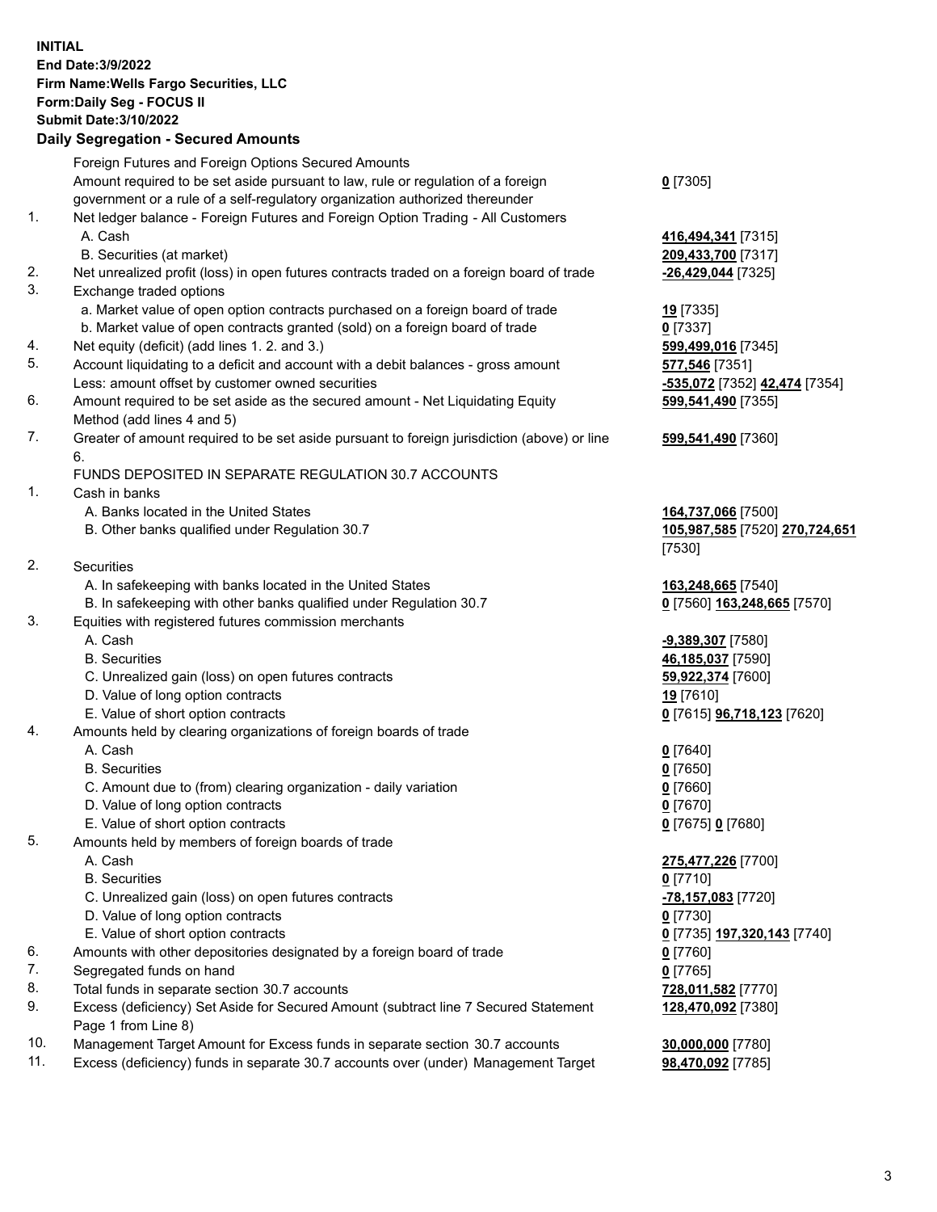**INITIAL**
**End Date:3/9/2022**
**Firm Name:Wells Fargo Securities, LLC**
**Form:Daily Seg - FOCUS II**
**Submit Date:3/10/2022**

**Daily Segregation - Secured Amounts**

| | | |
|---|---|---|
| | Foreign Futures and Foreign Options Secured Amounts | |
| | Amount required to be set aside pursuant to law, rule or regulation of a foreign government or a rule of a self-regulatory organization authorized thereunder | **0** [7305] |
| 1. | Net ledger balance - Foreign Futures and Foreign Option Trading - All Customers | |
| | A. Cash | **416,494,341** [7315] |
| | B. Securities (at market) | **209,433,700** [7317] |
| 2. | Net unrealized profit (loss) in open futures contracts traded on a foreign board of trade | **-26,429,044** [7325] |
| 3. | Exchange traded options | |
| | a. Market value of open option contracts purchased on a foreign board of trade | **19** [7335] |
| | b. Market value of open contracts granted (sold) on a foreign board of trade | **0** [7337] |
| 4. | Net equity (deficit) (add lines 1. 2. and 3.) | **599,499,016** [7345] |
| 5. | Account liquidating to a deficit and account with a debit balances - gross amount | **577,546** [7351] |
| | Less: amount offset by customer owned securities | **-535,072** [7352] **42,474** [7354] |
| 6. | Amount required to be set aside as the secured amount - Net Liquidating Equity Method (add lines 4 and 5) | **599,541,490** [7355] |
| 7. | Greater of amount required to be set aside pursuant to foreign jurisdiction (above) or line 6. | **599,541,490** [7360] |
| | FUNDS DEPOSITED IN SEPARATE REGULATION 30.7 ACCOUNTS | |
| 1. | Cash in banks | |
| | A. Banks located in the United States | **164,737,066** [7500] |
| | B. Other banks qualified under Regulation 30.7 | **105,987,585** [7520] **270,724,651** [7530] |
| 2. | Securities | |
| | A. In safekeeping with banks located in the United States | **163,248,665** [7540] |
| | B. In safekeeping with other banks qualified under Regulation 30.7 | **0** [7560] **163,248,665** [7570] |
| 3. | Equities with registered futures commission merchants | |
| | A. Cash | **-9,389,307** [7580] |
| | B. Securities | **46,185,037** [7590] |
| | C. Unrealized gain (loss) on open futures contracts | **59,922,374** [7600] |
| | D. Value of long option contracts | **19** [7610] |
| | E. Value of short option contracts | **0** [7615] **96,718,123** [7620] |
| 4. | Amounts held by clearing organizations of foreign boards of trade | |
| | A. Cash | **0** [7640] |
| | B. Securities | **0** [7650] |
| | C. Amount due to (from) clearing organization - daily variation | **0** [7660] |
| | D. Value of long option contracts | **0** [7670] |
| | E. Value of short option contracts | **0** [7675] **0** [7680] |
| 5. | Amounts held by members of foreign boards of trade | |
| | A. Cash | **275,477,226** [7700] |
| | B. Securities | **0** [7710] |
| | C. Unrealized gain (loss) on open futures contracts | **-78,157,083** [7720] |
| | D. Value of long option contracts | **0** [7730] |
| | E. Value of short option contracts | **0** [7735] **197,320,143** [7740] |
| 6. | Amounts with other depositories designated by a foreign board of trade | **0** [7760] |
| 7. | Segregated funds on hand | **0** [7765] |
| 8. | Total funds in separate section 30.7 accounts | **728,011,582** [7770] |
| 9. | Excess (deficiency) Set Aside for Secured Amount (subtract line 7 Secured Statement Page 1 from Line 8) | **128,470,092** [7380] |
| 10. | Management Target Amount for Excess funds in separate section 30.7 accounts | **30,000,000** [7780] |
| 11. | Excess (deficiency) funds in separate 30.7 accounts over (under) Management Target | **98,470,092** [7785] |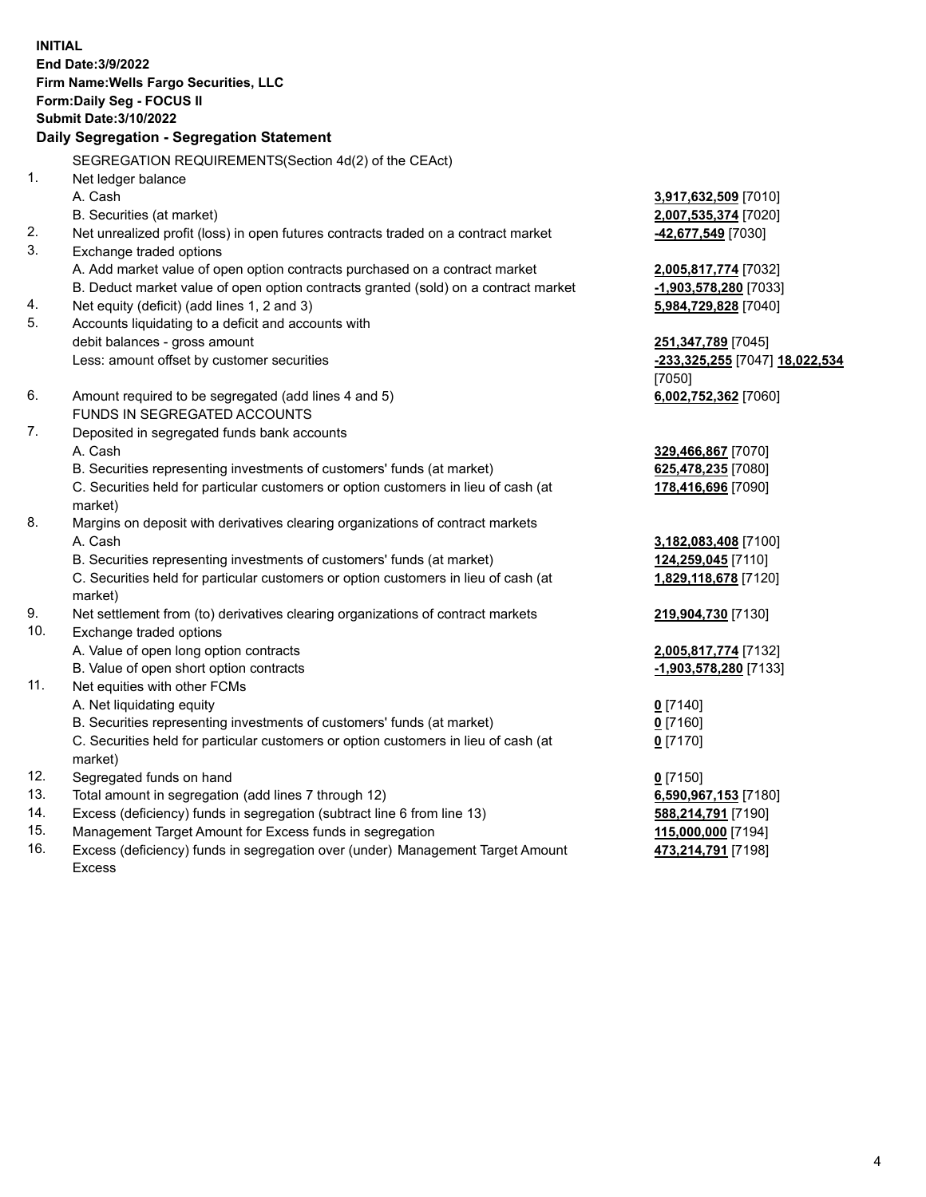**INITIAL**
**End Date:3/9/2022**
**Firm Name:Wells Fargo Securities, LLC**
**Form:Daily Seg - FOCUS II**
**Submit Date:3/10/2022**

### Daily Segregation - Segregation Statement

SEGREGATION REQUIREMENTS(Section 4d(2) of the CEAct)

| | | |
|---|---|---|
| 1. | Net ledger balance | |
| | A. Cash | **3,917,632,509** [7010] |
| | B. Securities (at market) | **2,007,535,374** [7020] |
| 2. | Net unrealized profit (loss) in open futures contracts traded on a contract market | **-42,677,549** [7030] |
| 3. | Exchange traded options | |
| | A. Add market value of open option contracts purchased on a contract market | **2,005,817,774** [7032] |
| | B. Deduct market value of open option contracts granted (sold) on a contract market | **-1,903,578,280** [7033] |
| 4. | Net equity (deficit) (add lines 1, 2 and 3) | **5,984,729,828** [7040] |
| 5. | Accounts liquidating to a deficit and accounts with debit balances - gross amount | **251,347,789** [7045] |
| | Less: amount offset by customer securities | **-233,325,255** [7047] **18,022,534** [7050] |
| 6. | Amount required to be segregated (add lines 4 and 5) | **6,002,752,362** [7060] |
| | FUNDS IN SEGREGATED ACCOUNTS | |
| 7. | Deposited in segregated funds bank accounts | |
| | A. Cash | **329,466,867** [7070] |
| | B. Securities representing investments of customers' funds (at market) | **625,478,235** [7080] |
| | C. Securities held for particular customers or option customers in lieu of cash (at market) | **178,416,696** [7090] |
| 8. | Margins on deposit with derivatives clearing organizations of contract markets | |
| | A. Cash | **3,182,083,408** [7100] |
| | B. Securities representing investments of customers' funds (at market) | **124,259,045** [7110] |
| | C. Securities held for particular customers or option customers in lieu of cash (at market) | **1,829,118,678** [7120] |
| 9. | Net settlement from (to) derivatives clearing organizations of contract markets | **219,904,730** [7130] |
| 10. | Exchange traded options | |
| | A. Value of open long option contracts | **2,005,817,774** [7132] |
| | B. Value of open short option contracts | **-1,903,578,280** [7133] |
| 11. | Net equities with other FCMs | |
| | A. Net liquidating equity | **0** [7140] |
| | B. Securities representing investments of customers' funds (at market) | **0** [7160] |
| | C. Securities held for particular customers or option customers in lieu of cash (at market) | **0** [7170] |
| 12. | Segregated funds on hand | **0** [7150] |
| 13. | Total amount in segregation (add lines 7 through 12) | **6,590,967,153** [7180] |
| 14. | Excess (deficiency) funds in segregation (subtract line 6 from line 13) | **588,214,791** [7190] |
| 15. | Management Target Amount for Excess funds in segregation | **115,000,000** [7194] |
| 16. | Excess (deficiency) funds in segregation over (under) Management Target Amount Excess | **473,214,791** [7198] |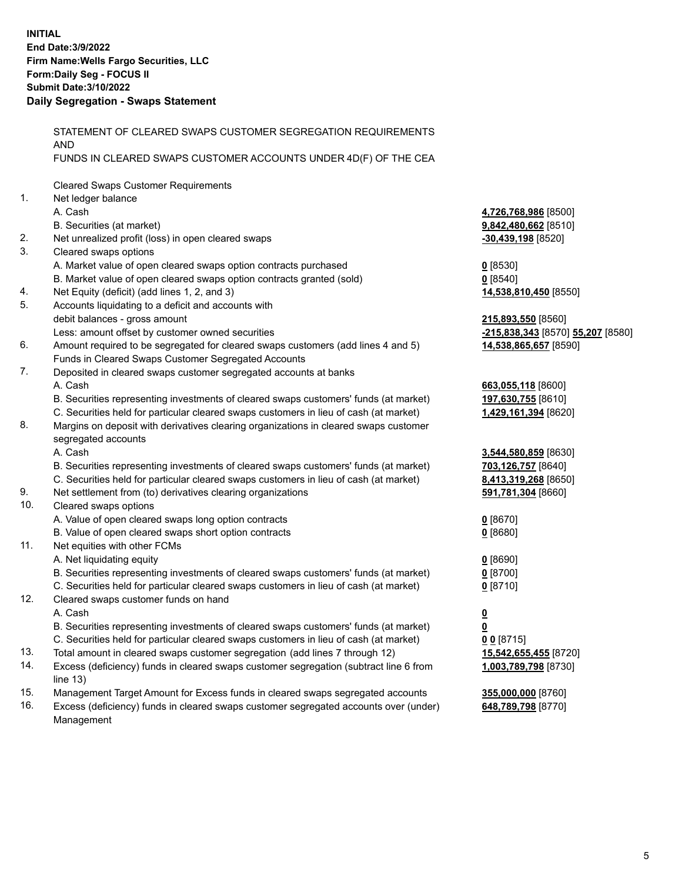**INITIAL**
**End Date:3/9/2022**
**Firm Name:Wells Fargo Securities, LLC**
**Form:Daily Seg - FOCUS II**
**Submit Date:3/10/2022**
**Daily Segregation - Swaps Statement**

STATEMENT OF CLEARED SWAPS CUSTOMER SEGREGATION REQUIREMENTS AND
FUNDS IN CLEARED SWAPS CUSTOMER ACCOUNTS UNDER 4D(F) OF THE CEA

| | | |
|---|---|---|
| | Cleared Swaps Customer Requirements | |
| 1. | Net ledger balance | |
| | A. Cash | **4,726,768,986** [8500] |
| | B. Securities (at market) | **9,842,480,662** [8510] |
| 2. | Net unrealized profit (loss) in open cleared swaps | **-30,439,198** [8520] |
| 3. | Cleared swaps options | |
| | A. Market value of open cleared swaps option contracts purchased | **0** [8530] |
| | B. Market value of open cleared swaps option contracts granted (sold) | **0** [8540] |
| 4. | Net Equity (deficit) (add lines 1, 2, and 3) | **14,538,810,450** [8550] |
| 5. | Accounts liquidating to a deficit and accounts with debit balances - gross amount | **215,893,550** [8560] |
| | Less: amount offset by customer owned securities | **-215,838,343** [8570] **55,207** [8580] |
| 6. | Amount required to be segregated for cleared swaps customers (add lines 4 and 5) | **14,538,865,657** [8590] |
| | Funds in Cleared Swaps Customer Segregated Accounts | |
| 7. | Deposited in cleared swaps customer segregated accounts at banks | |
| | A. Cash | **663,055,118** [8600] |
| | B. Securities representing investments of cleared swaps customers' funds (at market) | **197,630,755** [8610] |
| | C. Securities held for particular cleared swaps customers in lieu of cash (at market) | **1,429,161,394** [8620] |
| 8. | Margins on deposit with derivatives clearing organizations in cleared swaps customer segregated accounts | |
| | A. Cash | **3,544,580,859** [8630] |
| | B. Securities representing investments of cleared swaps customers' funds (at market) | **703,126,757** [8640] |
| | C. Securities held for particular cleared swaps customers in lieu of cash (at market) | **8,413,319,268** [8650] |
| 9. | Net settlement from (to) derivatives clearing organizations | **591,781,304** [8660] |
| 10. | Cleared swaps options | |
| | A. Value of open cleared swaps long option contracts | **0** [8670] |
| | B. Value of open cleared swaps short option contracts | **0** [8680] |
| 11. | Net equities with other FCMs | |
| | A. Net liquidating equity | **0** [8690] |
| | B. Securities representing investments of cleared swaps customers' funds (at market) | **0** [8700] |
| | C. Securities held for particular cleared swaps customers in lieu of cash (at market) | **0** [8710] |
| 12. | Cleared swaps customer funds on hand | |
| | A. Cash | **0** |
| | B. Securities representing investments of cleared swaps customers' funds (at market) | **0** |
| | C. Securities held for particular cleared swaps customers in lieu of cash (at market) | **0** **0** [8715] |
| 13. | Total amount in cleared swaps customer segregation (add lines 7 through 12) | **15,542,655,455** [8720] |
| 14. | Excess (deficiency) funds in cleared swaps customer segregation (subtract line 6 from line 13) | **1,003,789,798** [8730] |
| 15. | Management Target Amount for Excess funds in cleared swaps segregated accounts | **355,000,000** [8760] |
| 16. | Excess (deficiency) funds in cleared swaps customer segregated accounts over (under) Management | **648,789,798** [8770] |